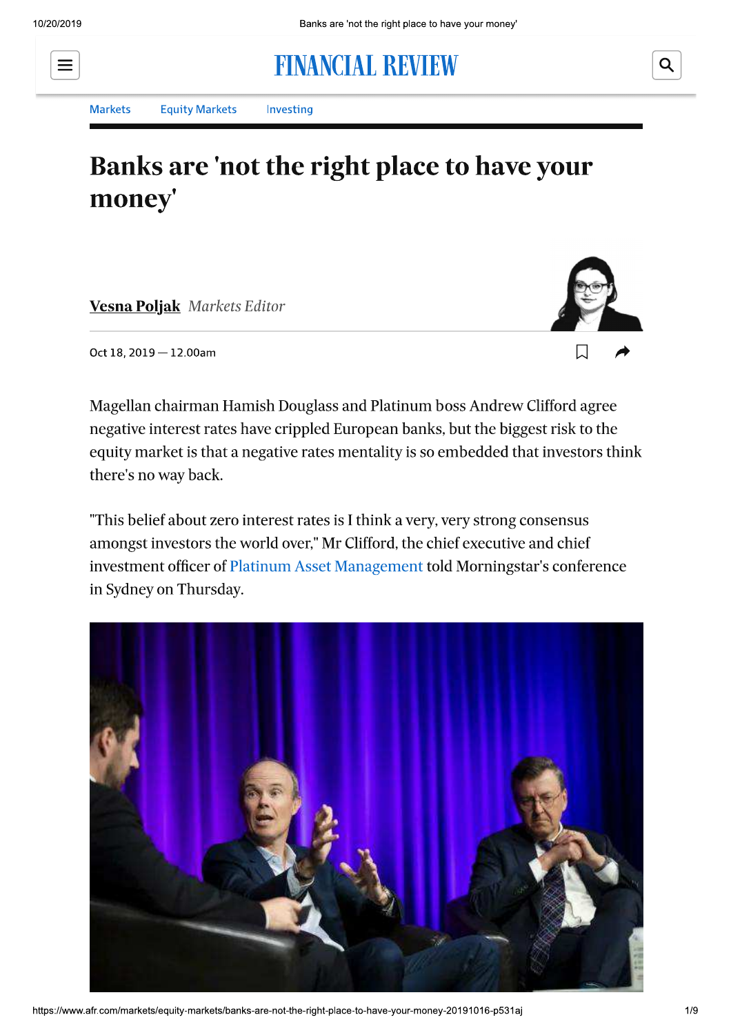Markets    Equity Markets    Investing

# Banks are 'not the right place to have your money'

**Vesna Poljak** *Markets Editor*

Oct 18, 2019 — 12.00am

Magellan chairman Hamish Douglass and Platinum boss Andrew Clifford agree negative interest rates have crippled European banks, but the biggest risk to the equity market is that a negative rates mentality is so embedded that investors think there's no way back.

"This belief about zero interest rates is I think a very, very strong consensus amongst investors the world over," Mr Clifford, the chief executive and chief investment officer of Platinum Asset Management told Morningstar's conference in Sydney on Thursday.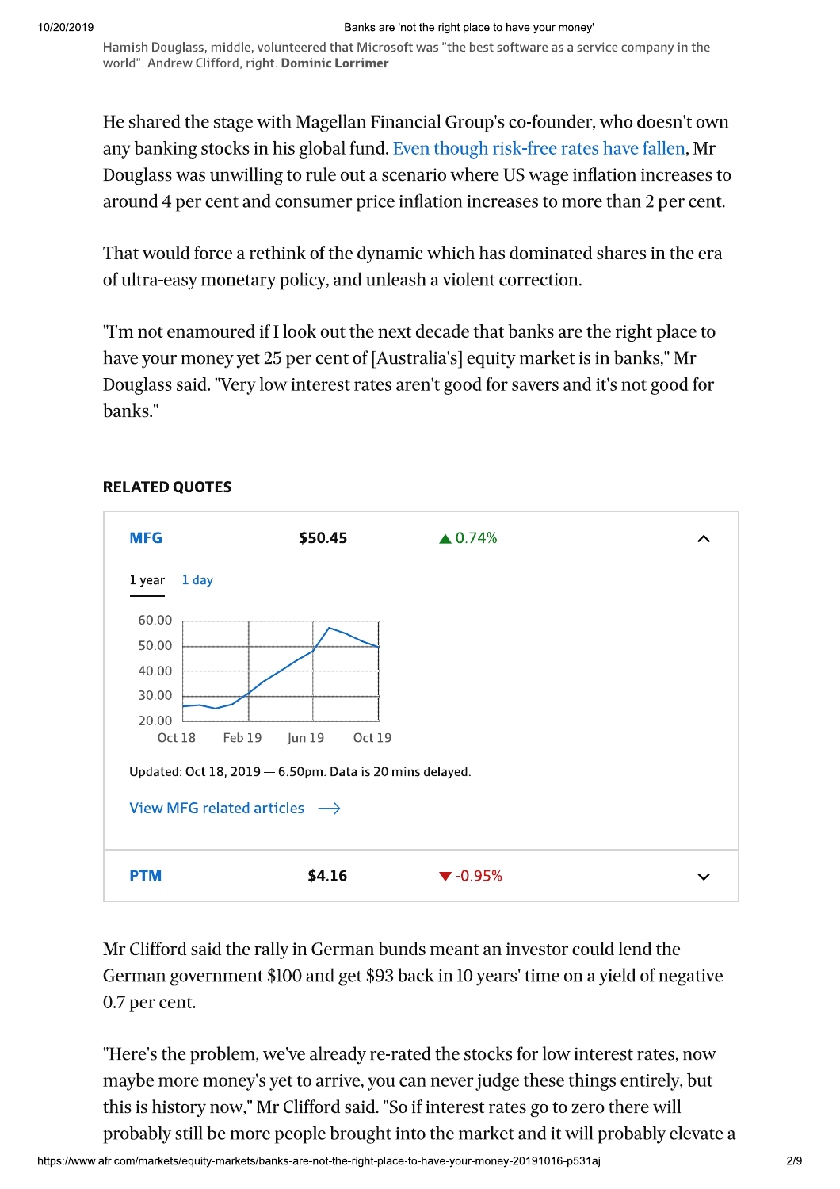Hamish Douglass, middle, volunteered that Microsoft was "the best software as a service company in the world". Andrew Clifford, right. **Dominic Lorrimer**

He shared the stage with Magellan Financial Group's co-founder, who doesn't own any banking stocks in his global fund. Even though risk-free rates have fallen, Mr Douglass was unwilling to rule out a scenario where US wage inflation increases to around 4 per cent and consumer price inflation increases to more than 2 per cent.

That would force a rethink of the dynamic which has dominated shares in the era of ultra-easy monetary policy, and unleash a violent correction.

"I'm not enamoured if I look out the next decade that banks are the right place to have your money yet 25 per cent of [Australia's] equity market is in banks," Mr Douglass said. "Very low interest rates aren't good for savers and it's not good for banks."

**RELATED QUOTES**

| | | |
|---|---|---|
| **MFG** | **$50.45** | ▲ 0.74% |

1 year   1 day

Updated: Oct 18, 2019 — 6.50pm. Data is 20 mins delayed.

View MFG related articles →

| | | |
|---|---|---|
| **PTM** | **$4.16** | ▼ -0.95% |

Mr Clifford said the rally in German bunds meant an investor could lend the German government $100 and get $93 back in 10 years' time on a yield of negative 0.7 per cent.

"Here's the problem, we've already re-rated the stocks for low interest rates, now maybe more money's yet to arrive, you can never judge these things entirely, but this is history now," Mr Clifford said. "So if interest rates go to zero there will probably still be more people brought into the market and it will probably elevate a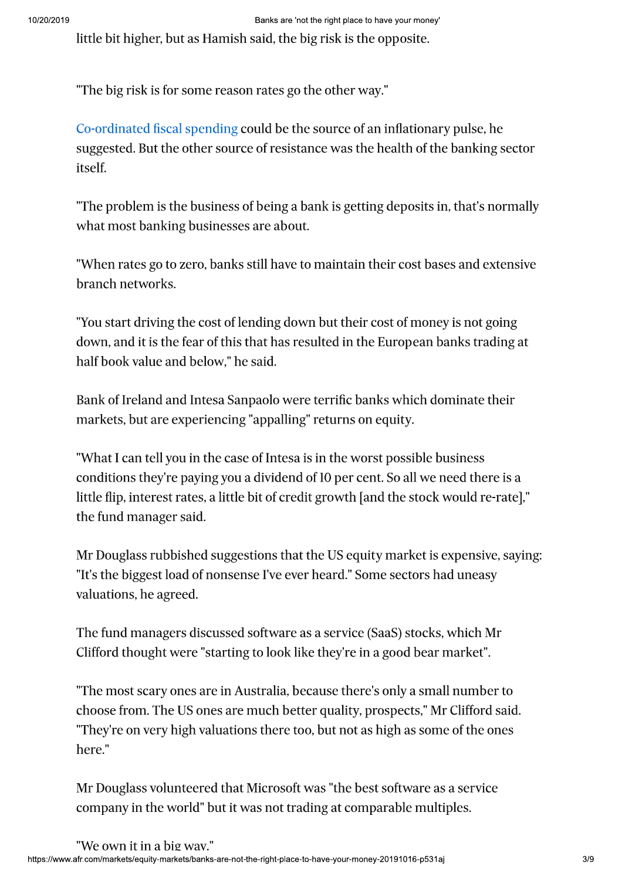little bit higher, but as Hamish said, the big risk is the opposite.

"The big risk is for some reason rates go the other way."

Co-ordinated fiscal spending could be the source of an inflationary pulse, he suggested. But the other source of resistance was the health of the banking sector itself.

"The problem is the business of being a bank is getting deposits in, that's normally what most banking businesses are about.

"When rates go to zero, banks still have to maintain their cost bases and extensive branch networks.

"You start driving the cost of lending down but their cost of money is not going down, and it is the fear of this that has resulted in the European banks trading at half book value and below," he said.

Bank of Ireland and Intesa Sanpaolo were terrific banks which dominate their markets, but are experiencing "appalling" returns on equity.

"What I can tell you in the case of Intesa is in the worst possible business conditions they're paying you a dividend of 10 per cent. So all we need there is a little flip, interest rates, a little bit of credit growth [and the stock would re-rate]," the fund manager said.

Mr Douglass rubbished suggestions that the US equity market is expensive, saying: "It's the biggest load of nonsense I've ever heard." Some sectors had uneasy valuations, he agreed.

The fund managers discussed software as a service (SaaS) stocks, which Mr Clifford thought were "starting to look like they're in a good bear market".

"The most scary ones are in Australia, because there's only a small number to choose from. The US ones are much better quality, prospects," Mr Clifford said. "They're on very high valuations there too, but not as high as some of the ones here."

Mr Douglass volunteered that Microsoft was "the best software as a service company in the world" but it was not trading at comparable multiples.

"We own it in a big way."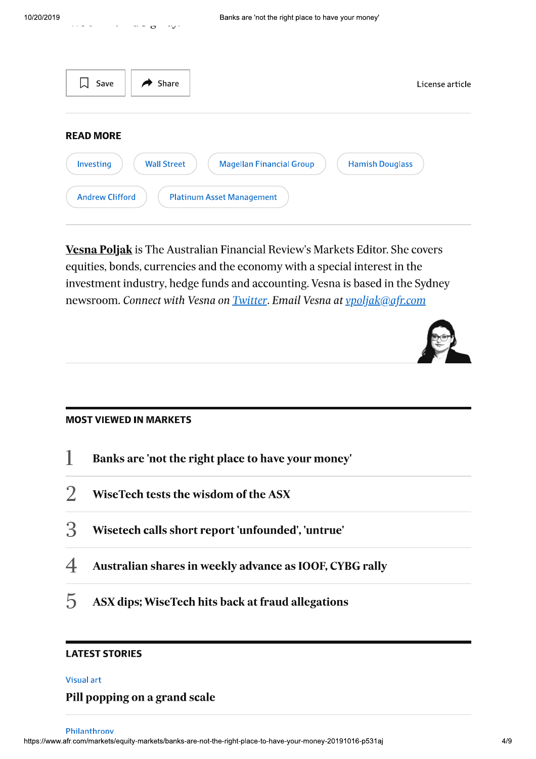Save Share License article

## READ MORE

Investing | Wall Street | Magellan Financial Group | Hamish Douglass | Andrew Clifford | Platinum Asset Management

**Vesna Poljak** is The Australian Financial Review's Markets Editor. She covers equities, bonds, currencies and the economy with a special interest in the investment industry, hedge funds and accounting. Vesna is based in the Sydney newsroom. *Connect with Vesna on Twitter. Email Vesna at vpoljak@afr.com*

## MOST VIEWED IN MARKETS

1. **Banks are 'not the right place to have your money'**
2. **WiseTech tests the wisdom of the ASX**
3. **Wisetech calls short report 'unfounded', 'untrue'**
4. **Australian shares in weekly advance as IOOF, CYBG rally**
5. **ASX dips; WiseTech hits back at fraud allegations**

## LATEST STORIES

Visual art

**Pill popping on a grand scale**

Philanthropy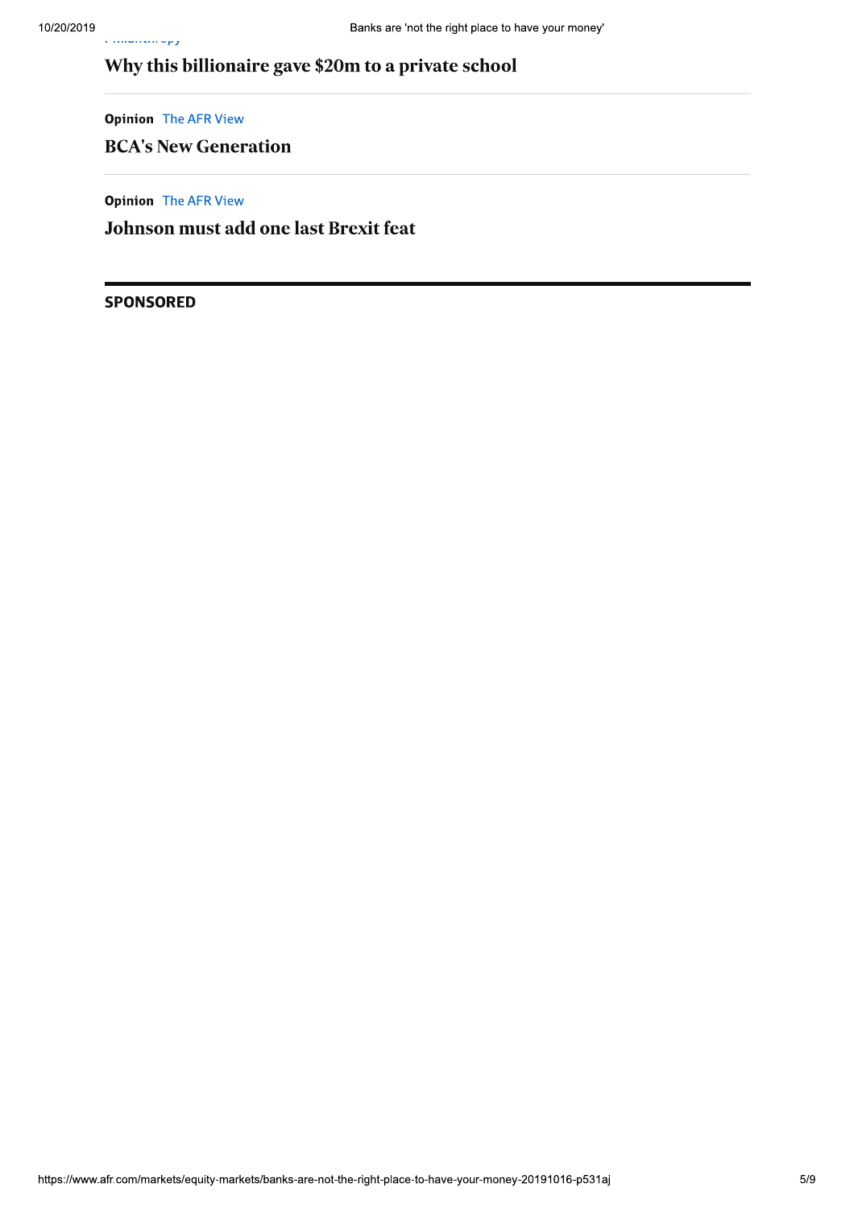Philanthropy

**Why this billionaire gave $20m to a private school**

---

**Opinion** The AFR View

**BCA's New Generation**

---

**Opinion** The AFR View

**Johnson must add one last Brexit feat**

---

**SPONSORED**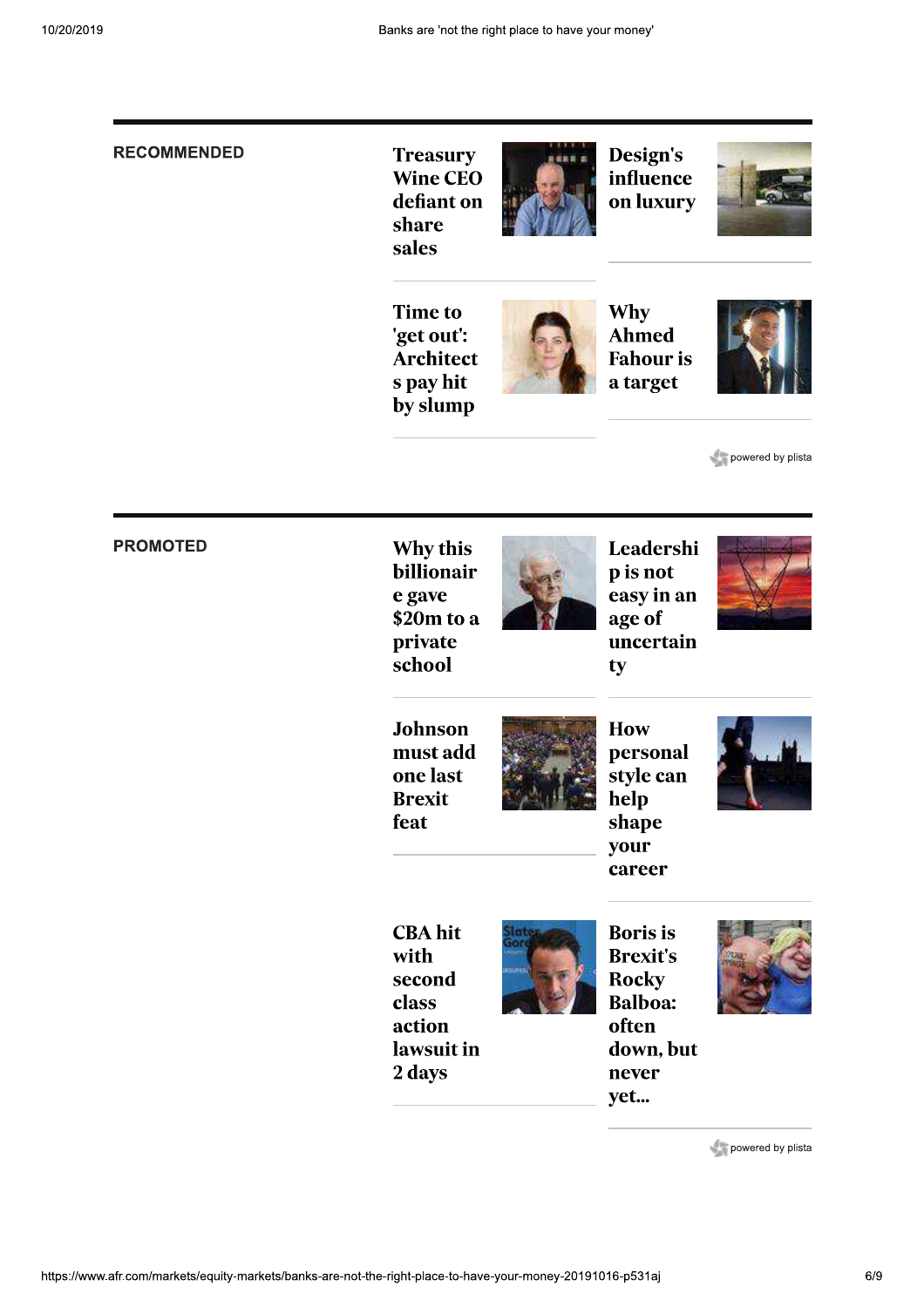## RECOMMENDED

- Treasury Wine CEO defiant on share sales
- Design's influence on luxury
- Time to 'get out': Architects pay hit by slump
- Why Ahmed Fahour is a target

powered by plista

## PROMOTED

- Why this billionaire gave $20m to a private school
- Leadership is not easy in an age of uncertainty
- Johnson must add one last Brexit feat
- How personal style can help shape your career
- CBA hit with second class action lawsuit in 2 days
- Boris is Brexit's Rocky Balboa: often down, but never yet...

powered by plista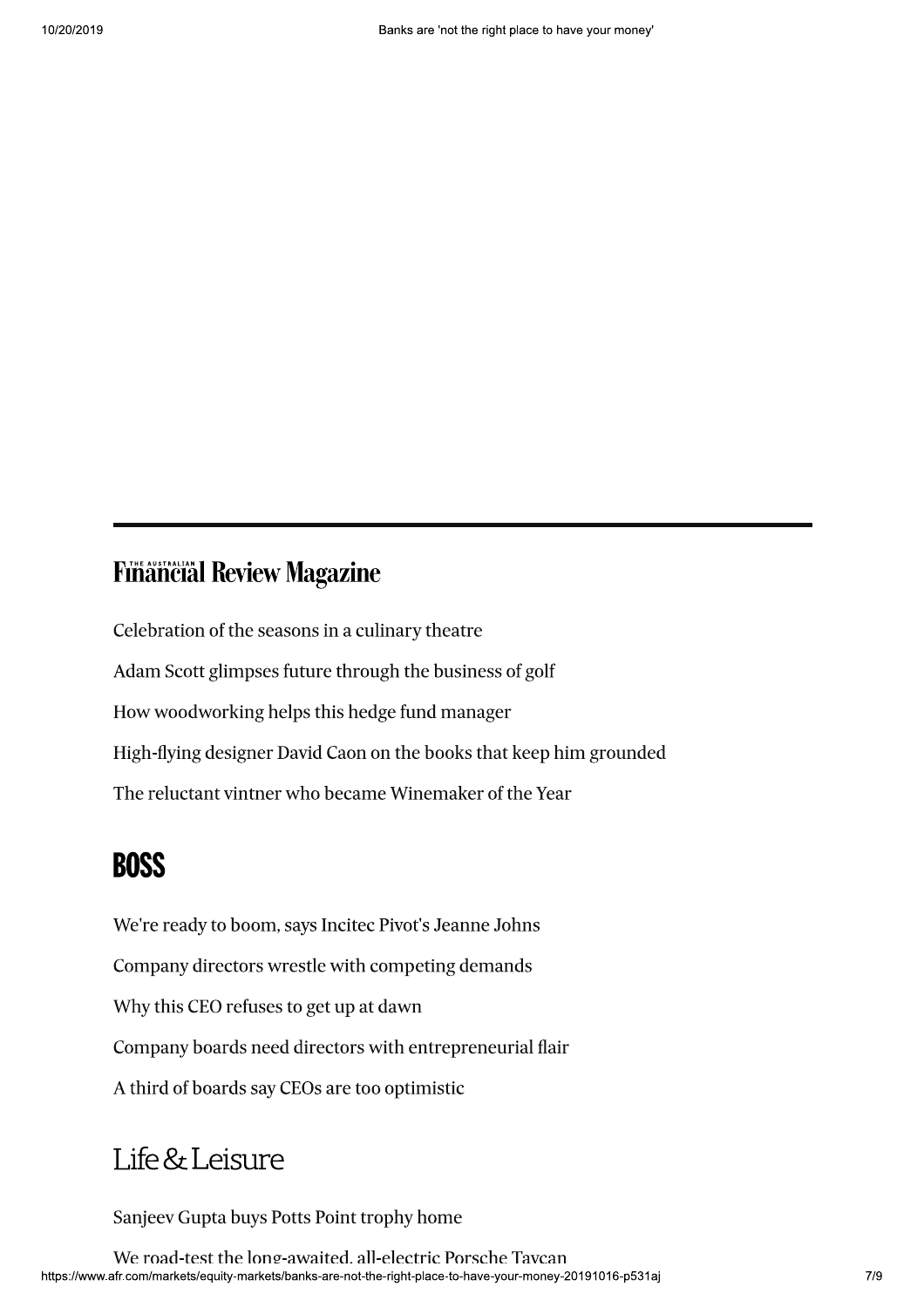## The Australian Financial Review Magazine

Celebration of the seasons in a culinary theatre

Adam Scott glimpses future through the business of golf

How woodworking helps this hedge fund manager

High-flying designer David Caon on the books that keep him grounded

The reluctant vintner who became Winemaker of the Year

## BOSS

We're ready to boom, says Incitec Pivot's Jeanne Johns

Company directors wrestle with competing demands

Why this CEO refuses to get up at dawn

Company boards need directors with entrepreneurial flair

A third of boards say CEOs are too optimistic

## Life & Leisure

Sanjeev Gupta buys Potts Point trophy home

We road-test the long-awaited, all-electric Porsche Taycan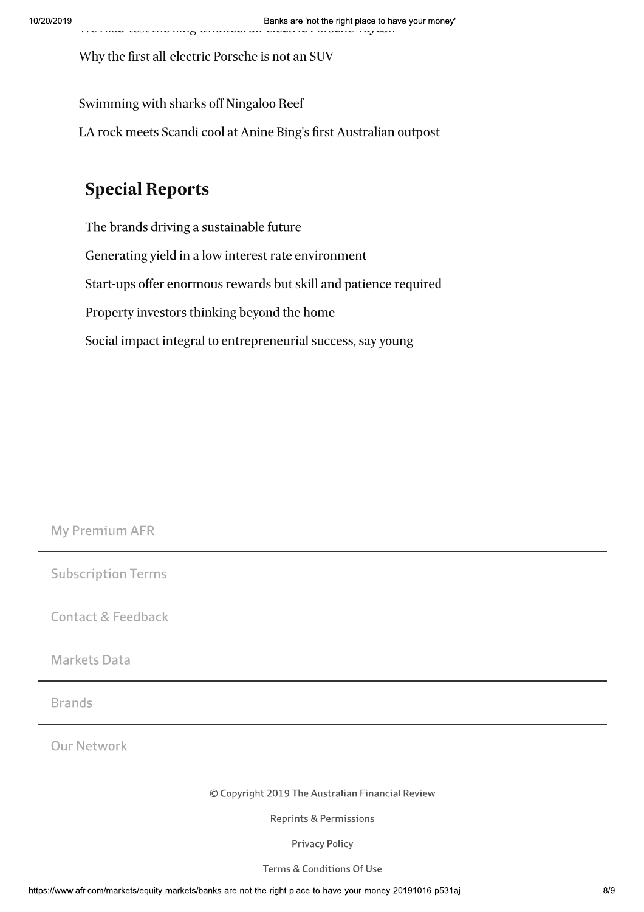We road-test the long-awaited, all-electric Porsche Taycan

Why the first all-electric Porsche is not an SUV

Swimming with sharks off Ningaloo Reef

LA rock meets Scandi cool at Anine Bing's first Australian outpost

## Special Reports

The brands driving a sustainable future

Generating yield in a low interest rate environment

Start-ups offer enormous rewards but skill and patience required

Property investors thinking beyond the home

Social impact integral to entrepreneurial success, say young

My Premium AFR

Subscription Terms

Contact & Feedback

Markets Data

Brands

Our Network

© Copyright 2019 The Australian Financial Review

Reprints & Permissions

Privacy Policy

Terms & Conditions Of Use